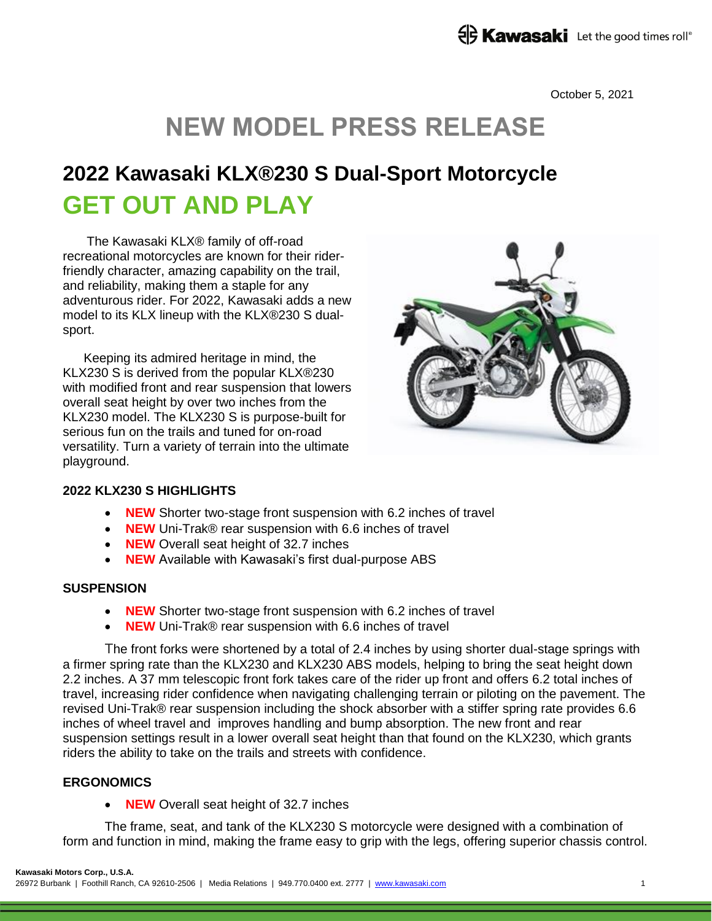October 5, 2021

# NEW MODEL PRESS RELEASE

## 2022 Kawasaki KLX®230 S Dual-Sport Motorcycle

## GET OUT AND PLAY

The Kawasaki KLX® family of off-road recreational motorcycles are known for their rider-friendly character, amazing capability on the trail, and reliability, making them a staple for any adventurous rider. For 2022, Kawasaki adds a new model to its KLX lineup with the KLX®230 S dual-sport.

Keeping its admired heritage in mind, the KLX230 S is derived from the popular KLX®230 with modified front and rear suspension that lowers overall seat height by over two inches from the KLX230 model. The KLX230 S is purpose-built for serious fun on the trails and tuned for on-road versatility. Turn a variety of terrain into the ultimate playground.

### 2022 KLX230 S HIGHLIGHTS

- **NEW** Shorter two-stage front suspension with 6.2 inches of travel
- **NEW** Uni-Trak® rear suspension with 6.6 inches of travel
- **NEW** Overall seat height of 32.7 inches
- **NEW** Available with Kawasaki's first dual-purpose ABS

### SUSPENSION

- **NEW** Shorter two-stage front suspension with 6.2 inches of travel
- **NEW** Uni-Trak® rear suspension with 6.6 inches of travel

The front forks were shortened by a total of 2.4 inches by using shorter dual-stage springs with a firmer spring rate than the KLX230 and KLX230 ABS models, helping to bring the seat height down 2.2 inches. A 37 mm telescopic front fork takes care of the rider up front and offers 6.2 total inches of travel, increasing rider confidence when navigating challenging terrain or piloting on the pavement. The revised Uni-Trak® rear suspension including the shock absorber with a stiffer spring rate provides 6.6 inches of wheel travel and improves handling and bump absorption. The new front and rear suspension settings result in a lower overall seat height than that found on the KLX230, which grants riders the ability to take on the trails and streets with confidence.

### ERGONOMICS

- **NEW** Overall seat height of 32.7 inches

The frame, seat, and tank of the KLX230 S motorcycle were designed with a combination of form and function in mind, making the frame easy to grip with the legs, offering superior chassis control.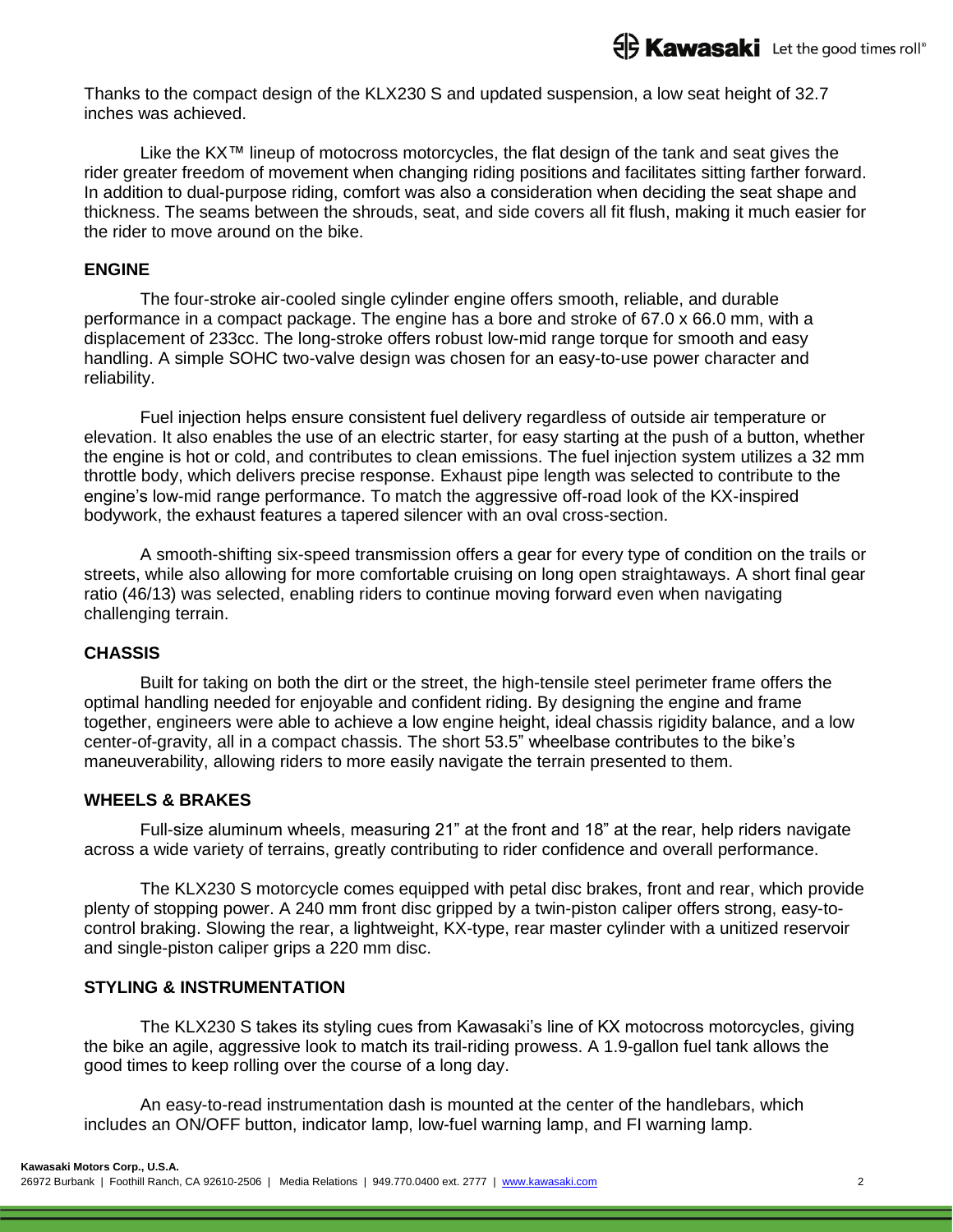Thanks to the compact design of the KLX230 S and updated suspension, a low seat height of 32.7 inches was achieved.

Like the KX™ lineup of motocross motorcycles, the flat design of the tank and seat gives the rider greater freedom of movement when changing riding positions and facilitates sitting farther forward. In addition to dual-purpose riding, comfort was also a consideration when deciding the seat shape and thickness. The seams between the shrouds, seat, and side covers all fit flush, making it much easier for the rider to move around on the bike.

## ENGINE

The four-stroke air-cooled single cylinder engine offers smooth, reliable, and durable performance in a compact package. The engine has a bore and stroke of 67.0 x 66.0 mm, with a displacement of 233cc. The long-stroke offers robust low-mid range torque for smooth and easy handling. A simple SOHC two-valve design was chosen for an easy-to-use power character and reliability.

Fuel injection helps ensure consistent fuel delivery regardless of outside air temperature or elevation. It also enables the use of an electric starter, for easy starting at the push of a button, whether the engine is hot or cold, and contributes to clean emissions. The fuel injection system utilizes a 32 mm throttle body, which delivers precise response. Exhaust pipe length was selected to contribute to the engine's low-mid range performance. To match the aggressive off-road look of the KX-inspired bodywork, the exhaust features a tapered silencer with an oval cross-section.

A smooth-shifting six-speed transmission offers a gear for every type of condition on the trails or streets, while also allowing for more comfortable cruising on long open straightaways. A short final gear ratio (46/13) was selected, enabling riders to continue moving forward even when navigating challenging terrain.

## CHASSIS

Built for taking on both the dirt or the street, the high-tensile steel perimeter frame offers the optimal handling needed for enjoyable and confident riding. By designing the engine and frame together, engineers were able to achieve a low engine height, ideal chassis rigidity balance, and a low center-of-gravity, all in a compact chassis. The short 53.5" wheelbase contributes to the bike's maneuverability, allowing riders to more easily navigate the terrain presented to them.

## WHEELS & BRAKES

Full-size aluminum wheels, measuring 21" at the front and 18" at the rear, help riders navigate across a wide variety of terrains, greatly contributing to rider confidence and overall performance.

The KLX230 S motorcycle comes equipped with petal disc brakes, front and rear, which provide plenty of stopping power. A 240 mm front disc gripped by a twin-piston caliper offers strong, easy-to-control braking. Slowing the rear, a lightweight, KX-type, rear master cylinder with a unitized reservoir and single-piston caliper grips a 220 mm disc.

## STYLING & INSTRUMENTATION

The KLX230 S takes its styling cues from Kawasaki's line of KX motocross motorcycles, giving the bike an agile, aggressive look to match its trail-riding prowess. A 1.9-gallon fuel tank allows the good times to keep rolling over the course of a long day.

An easy-to-read instrumentation dash is mounted at the center of the handlebars, which includes an ON/OFF button, indicator lamp, low-fuel warning lamp, and FI warning lamp.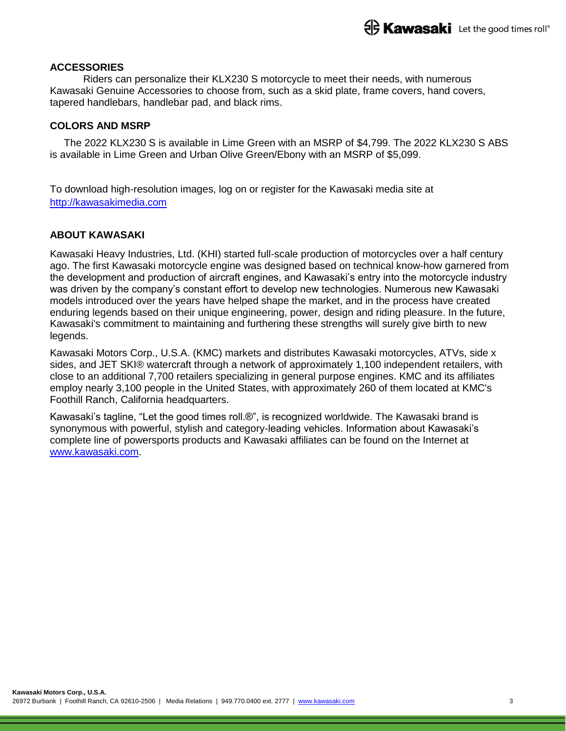## ACCESSORIES

Riders can personalize their KLX230 S motorcycle to meet their needs, with numerous Kawasaki Genuine Accessories to choose from, such as a skid plate, frame covers, hand covers, tapered handlebars, handlebar pad, and black rims.

## COLORS AND MSRP

The 2022 KLX230 S is available in Lime Green with an MSRP of $4,799. The 2022 KLX230 S ABS is available in Lime Green and Urban Olive Green/Ebony with an MSRP of $5,099.

To download high-resolution images, log on or register for the Kawasaki media site at http://kawasakimedia.com

## ABOUT KAWASAKI

Kawasaki Heavy Industries, Ltd. (KHI) started full-scale production of motorcycles over a half century ago. The first Kawasaki motorcycle engine was designed based on technical know-how garnered from the development and production of aircraft engines, and Kawasaki's entry into the motorcycle industry was driven by the company's constant effort to develop new technologies. Numerous new Kawasaki models introduced over the years have helped shape the market, and in the process have created enduring legends based on their unique engineering, power, design and riding pleasure. In the future, Kawasaki's commitment to maintaining and furthering these strengths will surely give birth to new legends.

Kawasaki Motors Corp., U.S.A. (KMC) markets and distributes Kawasaki motorcycles, ATVs, side x sides, and JET SKI® watercraft through a network of approximately 1,100 independent retailers, with close to an additional 7,700 retailers specializing in general purpose engines. KMC and its affiliates employ nearly 3,100 people in the United States, with approximately 260 of them located at KMC's Foothill Ranch, California headquarters.

Kawasaki's tagline, "Let the good times roll.®", is recognized worldwide. The Kawasaki brand is synonymous with powerful, stylish and category-leading vehicles. Information about Kawasaki's complete line of powersports products and Kawasaki affiliates can be found on the Internet at www.kawasaki.com.